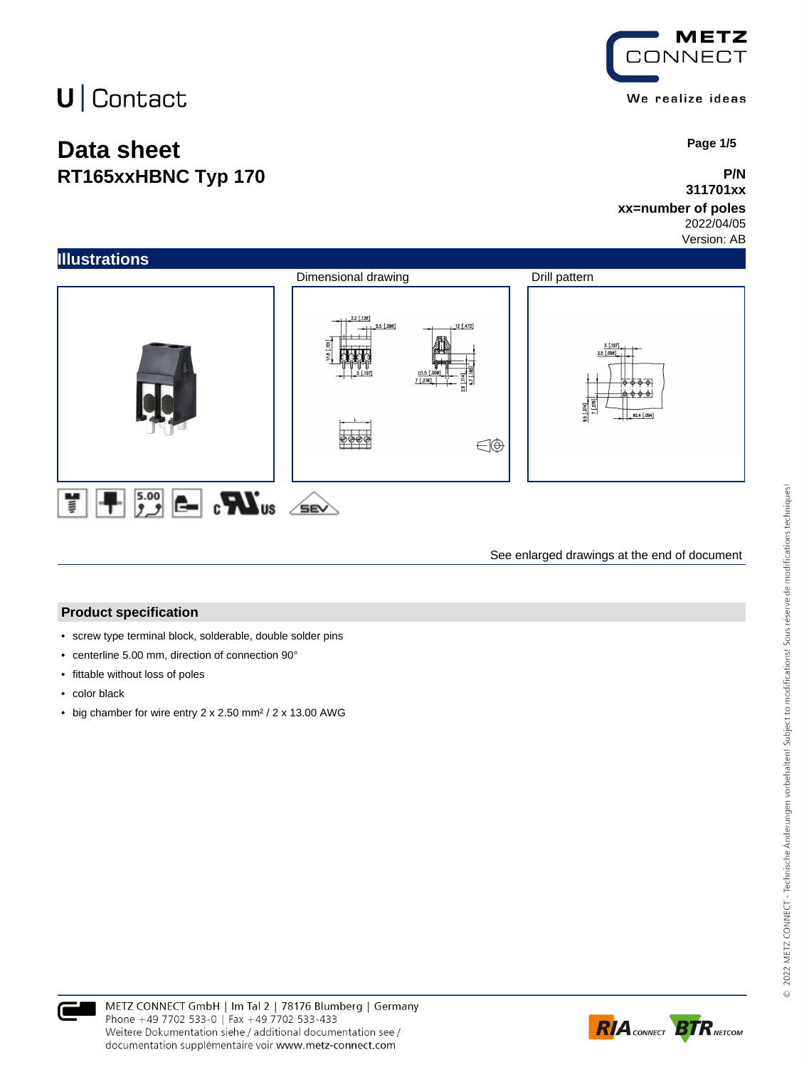U | Contact

METZ CONNECT

We realize ideas

# Data sheet

## RT165xxHBNC Typ 170

**P/N**
**311701xx**
**xx=number of poles**
2022/04/05
Version: AB

## Illustrations

Dimensional drawing

Drill pattern

See enlarged drawings at the end of document

## Product specification

- screw type terminal block, solderable, double solder pins
- centerline 5.00 mm, direction of connection 90°
- fittable without loss of poles
- color black
- big chamber for wire entry 2 x 2.50 mm² / 2 x 13.00 AWG

METZ CONNECT GmbH | Im Tal 2 | 78176 Blumberg | Germany
Phone +49 7702 533-0 | Fax +49 7702 533-433
Weitere Dokumentation siehe / additional documentation see /
documentation supplémentaire voir www.metz-connect.com

© 2022 METZ CONNECT - Technische Änderungen vorbehalten! Subject to modifications! Sous réserve de modifications techniques!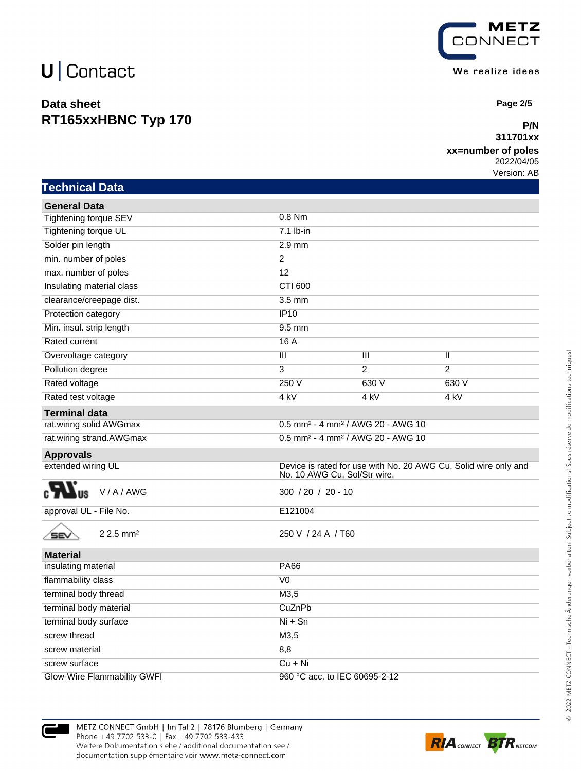U | Contact

# Data sheet
# RT165xxHBNC Typ 170

**P/N**
**311701xx**
**xx=number of poles**
2022/04/05
Version: AB

## Technical Data

| **General Data** | | | |
|---|---|---|---|
| Tightening torque SEV | 0.8 Nm | | |
| Tightening torque UL | 7.1 lb-in | | |
| Solder pin length | 2.9 mm | | |
| min. number of poles | 2 | | |
| max. number of poles | 12 | | |
| Insulating material class | CTI 600 | | |
| clearance/creepage dist. | 3.5 mm | | |
| Protection category | IP10 | | |
| Min. insul. strip length | 9.5 mm | | |
| Rated current | 16 A | | |
| Overvoltage category | III | III | II |
| Pollution degree | 3 | 2 | 2 |
| Rated voltage | 250 V | 630 V | 630 V |
| Rated test voltage | 4 kV | 4 kV | 4 kV |

| **Terminal data** | |
|---|---|
| rat.wiring solid AWGmax | 0.5 mm² - 4 mm² / AWG 20 - AWG 10 |
| rat.wiring strand.AWGmax | 0.5 mm² - 4 mm² / AWG 20 - AWG 10 |

| **Approvals** | |
|---|---|
| extended wiring UL | Device is rated for use with No. 20 AWG Cu, Solid wire only and No. 10 AWG Cu, Sol/Str wire. |
| cULus V / A / AWG | 300 / 20 / 20 - 10 |
| approval UL - File No. | E121004 |
| SEV 2 2.5 mm² | 250 V / 24 A / T60 |

| **Material** | |
|---|---|
| insulating material | PA66 |
| flammability class | V0 |
| terminal body thread | M3,5 |
| terminal body material | CuZnPb |
| terminal body surface | Ni + Sn |
| screw thread | M3,5 |
| screw material | 8,8 |
| screw surface | Cu + Ni |
| Glow-Wire Flammability GWFI | 960 °C acc. to IEC 60695-2-12 |

METZ CONNECT GmbH | Im Tal 2 | 78176 Blumberg | Germany
Phone +49 7702 533-0 | Fax +49 7702 533-433
Weitere Dokumentation siehe / additional documentation see / documentation supplémentaire voir www.metz-connect.com

© 2022 METZ CONNECT - Technische Änderungen vorbehalten! Subject to modifications! Sous réserve de modifications techniques!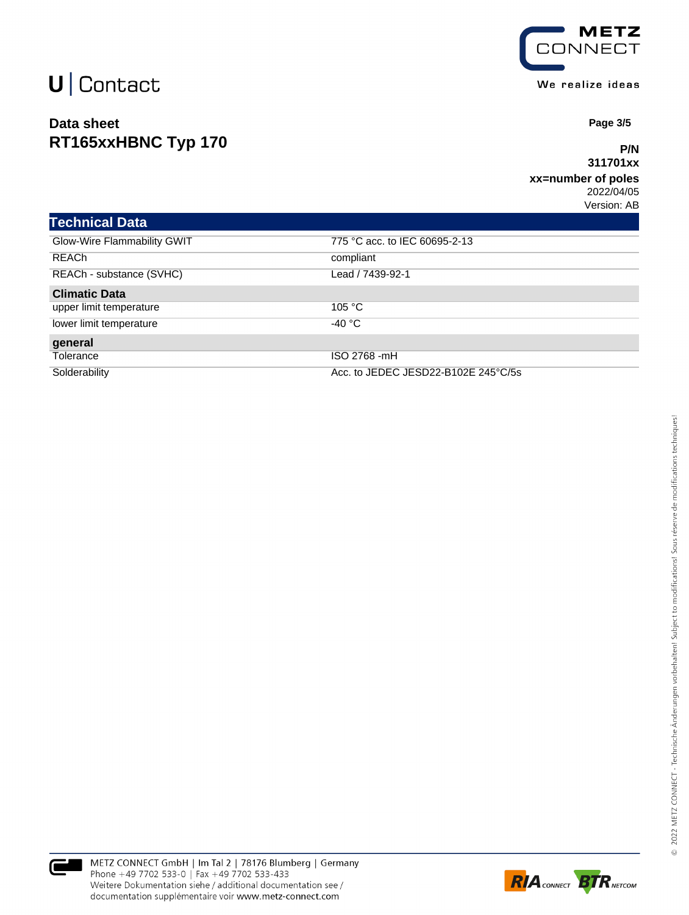U | Contact

# Data sheet
# RT165xxHBNC Typ 170

**P/N**
**311701xx**
**xx=number of poles**
2022/04/05
Version: AB

## Technical Data

| | |
|---|---|
| Glow-Wire Flammability GWIT | 775 °C acc. to IEC 60695-2-13 |
| REACh | compliant |
| REACh - substance (SVHC) | Lead / 7439-92-1 |
| **Climatic Data** | |
| upper limit temperature | 105 °C |
| lower limit temperature | -40 °C |
| **general** | |
| Tolerance | ISO 2768 -mH |
| Solderability | Acc. to JEDEC JESD22-B102E 245°C/5s |

METZ CONNECT GmbH | Im Tal 2 | 78176 Blumberg | Germany
Phone +49 7702 533-0 | Fax +49 7702 533-433
Weitere Dokumentation siehe / additional documentation see /
documentation supplémentaire voir www.metz-connect.com

© 2022 METZ CONNECT - Technische Änderungen vorbehalten! Subject to modifications! Sous réserve de modifications techniques!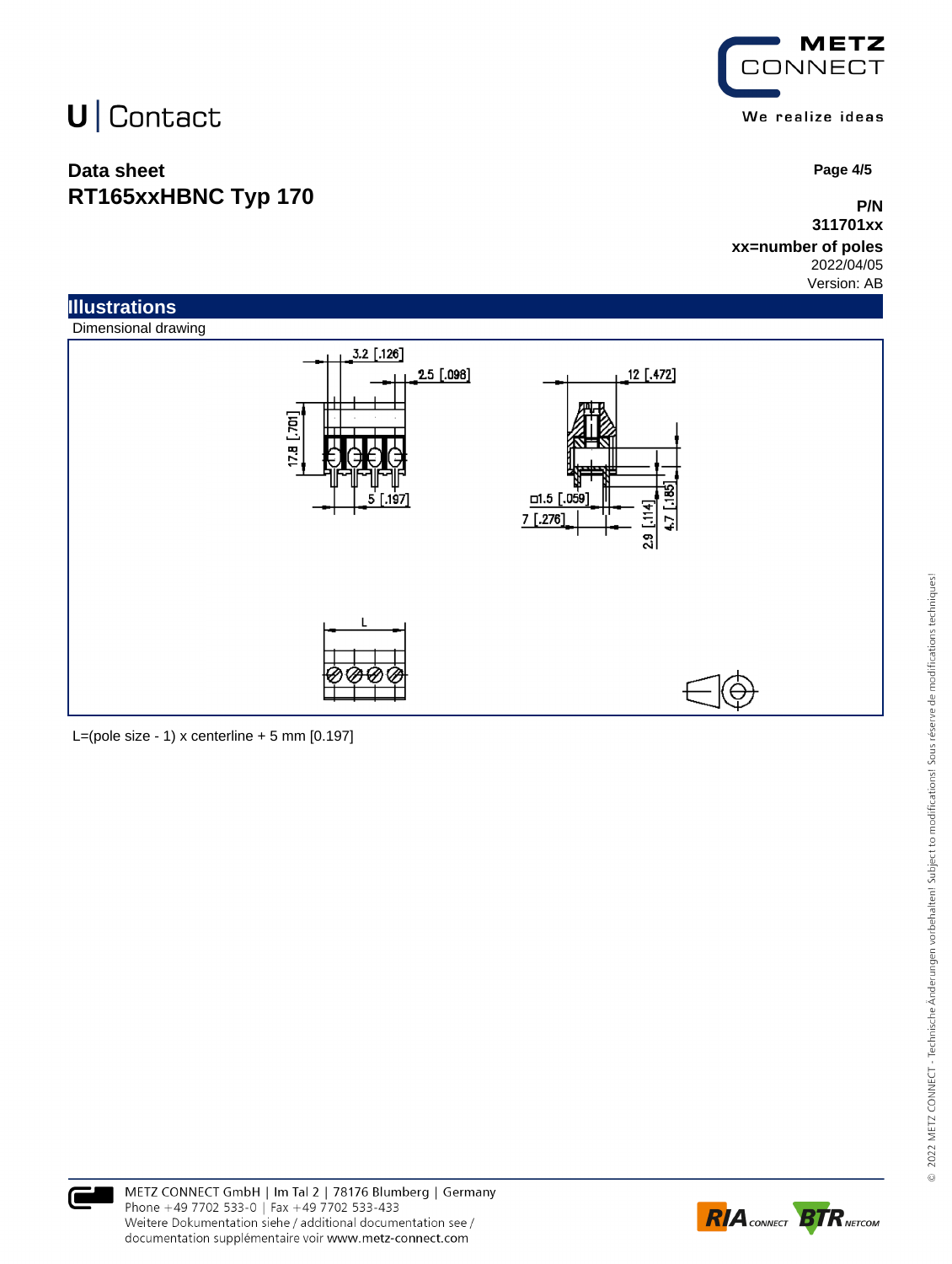# Data sheet
# RT165xxHBNC Typ 170

**P/N**
**311701xx**
**xx=number of poles**
2022/04/05
Version: AB

## Illustrations

Dimensional drawing

L=(pole size - 1) x centerline + 5 mm [0.197]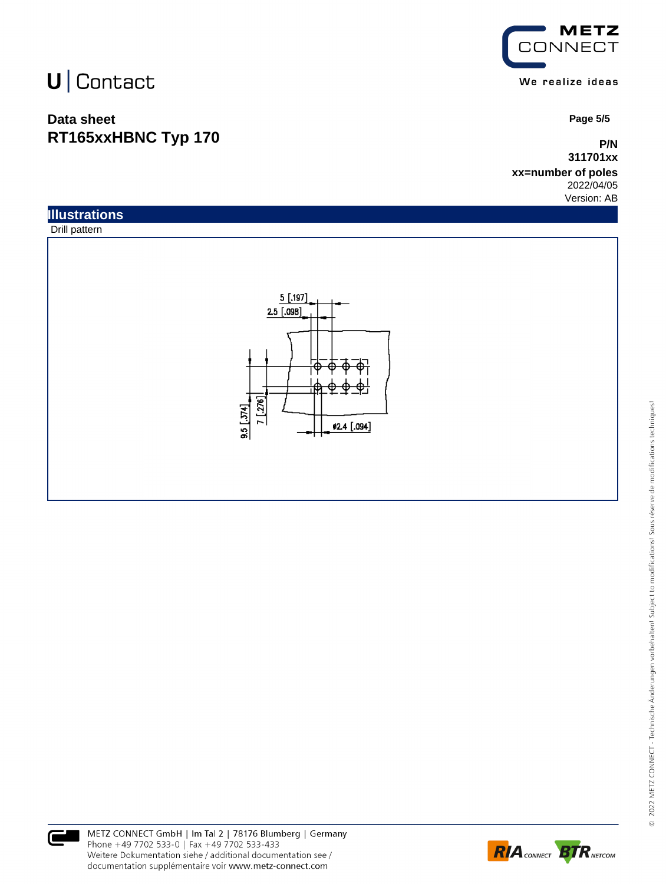## Data sheet
## RT165xxHBNC Typ 170

Page 5/5

**P/N**
**311701xx**
**xx=number of poles**
2022/04/05
Version: AB

## Illustrations

Drill pattern

5 [.197]
2.5 [.098]
9.5 [.374]
7 [.276]
ø2.4 [.094]